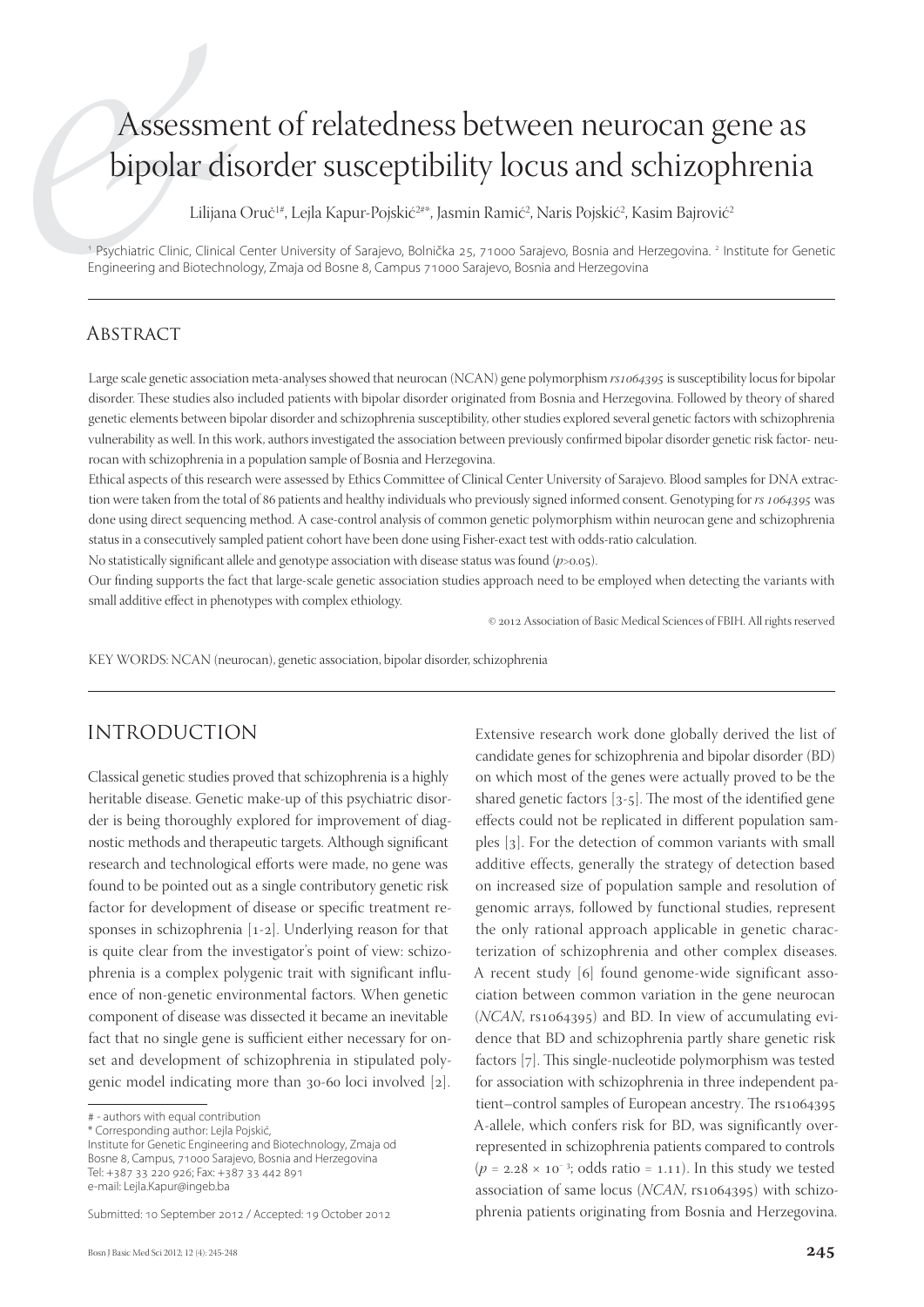# Assessment of relatedness between neurocan gene as bipolar disorder susceptibility locus and schizophrenia

Lilijana Oruč[1#], Lejla Kapur-Pojskić[2#*], Jasmin Ramić[2], Naris Pojskić[2], Kasim Bajrović[2]

[1] Psychiatric Clinic, Clinical Center University of Sarajevo, Bolnička 25, 71000 Sarajevo, Bosnia and Herzegovina. [2] Institute for Genetic Engineering and Biotechnology, Zmaja od Bosne 8, Campus 71000 Sarajevo, Bosnia and Herzegovina

## Abstract

Large scale genetic association meta-analyses showed that neurocan (NCAN) gene polymorphism *rs1064395* is susceptibility locus for bipolar disorder. These studies also included patients with bipolar disorder originated from Bosnia and Herzegovina. Followed by theory of shared genetic elements between bipolar disorder and schizophrenia susceptibility, other studies explored several genetic factors with schizophrenia vulnerability as well. In this work, authors investigated the association between previously confirmed bipolar disorder genetic risk factor- neurocan with schizophrenia in a population sample of Bosnia and Herzegovina.

Ethical aspects of this research were assessed by Ethics Committee of Clinical Center University of Sarajevo. Blood samples for DNA extraction were taken from the total of 86 patients and healthy individuals who previously signed informed consent. Genotyping for *rs 1064395* was done using direct sequencing method. A case-control analysis of common genetic polymorphism within neurocan gene and schizophrenia status in a consecutively sampled patient cohort have been done using Fisher-exact test with odds-ratio calculation.

No statistically significant allele and genotype association with disease status was found ($p>0.05$).

Our finding supports the fact that large-scale genetic association studies approach need to be employed when detecting the variants with small additive effect in phenotypes with complex ethiology.

© 2012 Association of Basic Medical Sciences of FBIH. All rights reserved

KEY WORDS: NCAN (neurocan), genetic association, bipolar disorder, schizophrenia

## INTRODUCTION

Classical genetic studies proved that schizophrenia is a highly heritable disease. Genetic make-up of this psychiatric disorder is being thoroughly explored for improvement of diagnostic methods and therapeutic targets. Although significant research and technological efforts were made, no gene was found to be pointed out as a single contributory genetic risk factor for development of disease or specific treatment responses in schizophrenia [1-2]. Underlying reason for that is quite clear from the investigator's point of view: schizophrenia is a complex polygenic trait with significant influence of non-genetic environmental factors. When genetic component of disease was dissected it became an inevitable fact that no single gene is sufficient either necessary for onset and development of schizophrenia in stipulated polygenic model indicating more than 30-60 loci involved [2].

Extensive research work done globally derived the list of candidate genes for schizophrenia and bipolar disorder (BD) on which most of the genes were actually proved to be the shared genetic factors [3-5]. The most of the identified gene effects could not be replicated in different population samples [3]. For the detection of common variants with small additive effects, generally the strategy of detection based on increased size of population sample and resolution of genomic arrays, followed by functional studies, represent the only rational approach applicable in genetic characterization of schizophrenia and other complex diseases. A recent study [6] found genome-wide significant association between common variation in the gene neurocan (*NCAN*, rs1064395) and BD. In view of accumulating evidence that BD and schizophrenia partly share genetic risk factors [7]. This single-nucleotide polymorphism was tested for association with schizophrenia in three independent patient–control samples of European ancestry. The rs1064395 A-allele, which confers risk for BD, was significantly overrepresented in schizophrenia patients compared to controls ($p = 2.28 \times 10^{-3}$; odds ratio = 1.11). In this study we tested association of same locus (*NCAN*, rs1064395) with schizophrenia patients originating from Bosnia and Herzegovina.

# - authors with equal contribution
* Corresponding author: Lejla Pojskić,
Institute for Genetic Engineering and Biotechnology, Zmaja od Bosne 8, Campus, 71000 Sarajevo, Bosnia and Herzegovina
Tel: +387 33 220 926; Fax: +387 33 442 891
e-mail: Lejla.Kapur@ingeb.ba

Submitted: 10 September 2012 / Accepted: 19 October 2012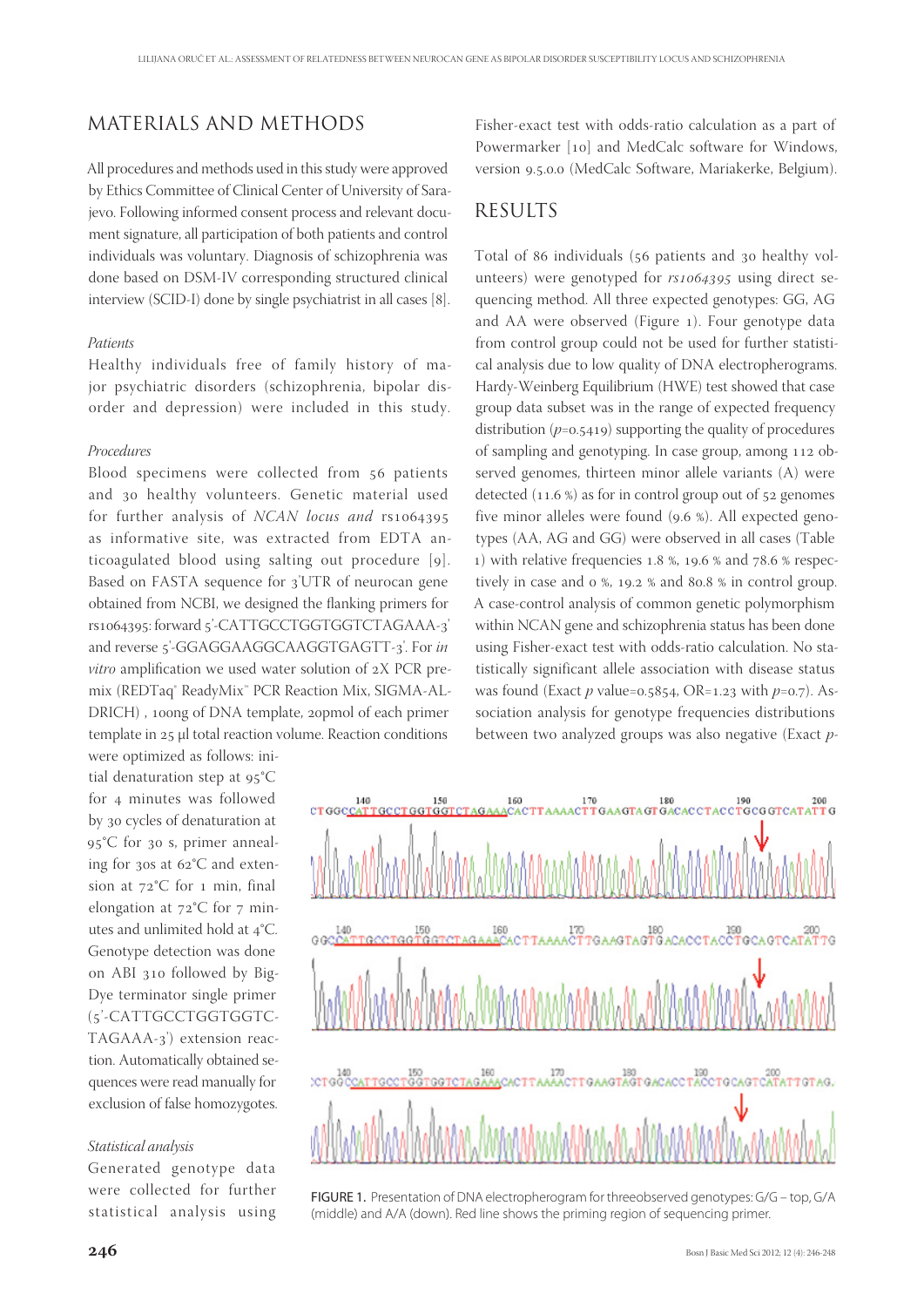## MATERIALS AND METHODS

All procedures and methods used in this study were approved by Ethics Committee of Clinical Center of University of Sarajevo. Following informed consent process and relevant document signature, all participation of both patients and control individuals was voluntary. Diagnosis of schizophrenia was done based on DSM-IV corresponding structured clinical interview (SCID-I) done by single psychiatrist in all cases [8].

### *Patients*

Healthy individuals free of family history of major psychiatric disorders (schizophrenia, bipolar disorder and depression) were included in this study.

### *Procedures*

Blood specimens were collected from 56 patients and 30 healthy volunteers. Genetic material used for further analysis of *NCAN locus and* rs1064395 as informative site, was extracted from EDTA anticoagulated blood using salting out procedure [9]. Based on FASTA sequence for 3'UTR of neurocan gene obtained from NCBI, we designed the flanking primers for rs1064395: forward 5'-CATTGCCTGGTGGTCTAGAAA-3' and reverse 5'-GGAGGAAGGCAAGGTGAGTT-3'. For *in vitro* amplification we used water solution of 2X PCR premix (REDTaq® ReadyMix™ PCR Reaction Mix, SIGMA-ALDRICH) , 100ng of DNA template, 20pmol of each primer template in 25 µl total reaction volume. Reaction conditions were optimized as follows: initial denaturation step at 95°C for 4 minutes was followed by 30 cycles of denaturation at 95°C for 30 s, primer annealing for 30s at 62°C and extension at 72°C for 1 min, final elongation at 72°C for 7 minutes and unlimited hold at 4°C. Genotype detection was done on ABI 310 followed by BigDye terminator single primer (5'-CATTGCCTGGTGGTCTAGAAA-3') extension reaction. Automatically obtained sequences were read manually for exclusion of false homozygotes.

### *Statistical analysis*

Generated genotype data were collected for further statistical analysis using Fisher-exact test with odds-ratio calculation as a part of Powermarker [10] and MedCalc software for Windows, version 9.5.0.0 (MedCalc Software, Mariakerke, Belgium).

## RESULTS

Total of 86 individuals (56 patients and 30 healthy volunteers) were genotyped for *rs1064395* using direct sequencing method. All three expected genotypes: GG, AG and AA were observed (Figure 1). Four genotype data from control group could not be used for further statistical analysis due to low quality of DNA electropherograms. Hardy-Weinberg Equilibrium (HWE) test showed that case group data subset was in the range of expected frequency distribution ($p$=0.5419) supporting the quality of procedures of sampling and genotyping. In case group, among 112 observed genomes, thirteen minor allele variants (A) were detected (11.6 %) as for in control group out of 52 genomes five minor alleles were found (9.6 %). All expected genotypes (AA, AG and GG) were observed in all cases (Table 1) with relative frequencies 1.8 %, 19.6 % and 78.6 % respectively in case and 0 %, 19.2 % and 80.8 % in control group. A case-control analysis of common genetic polymorphism within NCAN gene and schizophrenia status has been done using Fisher-exact test with odds-ratio calculation. No statistically significant allele association with disease status was found (Exact $p$ value=0.5854, OR=1.23 with $p$=0.7). Association analysis for genotype frequencies distributions between two analyzed groups was also negative (Exact $p$-

FIGURE 1. Presentation of DNA electropherogram for threeobserved genotypes: G/G – top, G/A (middle) and A/A (down). Red line shows the priming region of sequencing primer.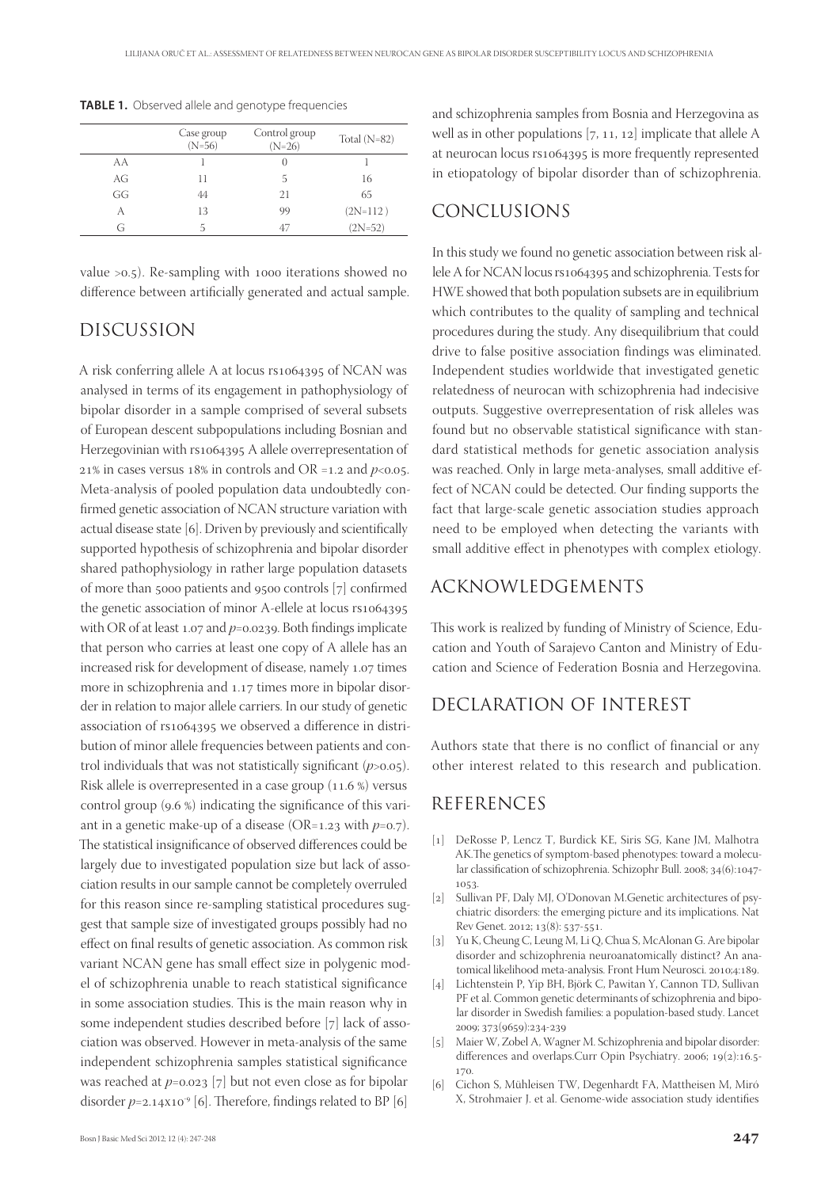**TABLE 1.** Observed allele and genotype frequencies

| | Case group (N=56) | Control group (N=26) | Total (N=82) |
|---|---|---|---|
| AA | 1 | 0 | 1 |
| AG | 11 | 5 | 16 |
| GG | 44 | 21 | 65 |
| A | 13 | 99 | (2N=112) |
| G | 5 | 47 | (2N=52) |

value >0.5). Re-sampling with 1000 iterations showed no difference between artificially generated and actual sample.

## DISCUSSION

A risk conferring allele A at locus rs1064395 of NCAN was analysed in terms of its engagement in pathophysiology of bipolar disorder in a sample comprised of several subsets of European descent subpopulations including Bosnian and Herzegovinian with rs1064395 A allele overrepresentation of 21% in cases versus 18% in controls and OR =1.2 and $p<0.05$. Meta-analysis of pooled population data undoubtedly confirmed genetic association of NCAN structure variation with actual disease state [6]. Driven by previously and scientifically supported hypothesis of schizophrenia and bipolar disorder shared pathophysiology in rather large population datasets of more than 5000 patients and 9500 controls [7] confirmed the genetic association of minor A-ellele at locus rs1064395 with OR of at least 1.07 and $p$=0.0239. Both findings implicate that person who carries at least one copy of A allele has an increased risk for development of disease, namely 1.07 times more in schizophrenia and 1.17 times more in bipolar disorder in relation to major allele carriers. In our study of genetic association of rs1064395 we observed a difference in distribution of minor allele frequencies between patients and control individuals that was not statistically significant ($p>0.05$). Risk allele is overrepresented in a case group (11.6 %) versus control group (9.6 %) indicating the significance of this variant in a genetic make-up of a disease (OR=1.23 with $p$=0.7). The statistical insignificance of observed differences could be largely due to investigated population size but lack of association results in our sample cannot be completely overruled for this reason since re-sampling statistical procedures suggest that sample size of investigated groups possibly had no effect on final results of genetic association. As common risk variant NCAN gene has small effect size in polygenic model of schizophrenia unable to reach statistical significance in some association studies. This is the main reason why in some independent studies described before [7] lack of association was observed. However in meta-analysis of the same independent schizophrenia samples statistical significance was reached at $p$=0.023 [7] but not even close as for bipolar disorder $p=2.14\times10^{-9}$ [6]. Therefore, findings related to BP [6] and schizophrenia samples from Bosnia and Herzegovina as well as in other populations [7, 11, 12] implicate that allele A at neurocan locus rs1064395 is more frequently represented in etiopatology of bipolar disorder than of schizophrenia.

## CONCLUSIONS

In this study we found no genetic association between risk allele A for NCAN locus rs1064395 and schizophrenia. Tests for HWE showed that both population subsets are in equilibrium which contributes to the quality of sampling and technical procedures during the study. Any disequilibrium that could drive to false positive association findings was eliminated. Independent studies worldwide that investigated genetic relatedness of neurocan with schizophrenia had indecisive outputs. Suggestive overrepresentation of risk alleles was found but no observable statistical significance with standard statistical methods for genetic association analysis was reached. Only in large meta-analyses, small additive effect of NCAN could be detected. Our finding supports the fact that large-scale genetic association studies approach need to be employed when detecting the variants with small additive effect in phenotypes with complex etiology.

## ACKNOWLEDGEMENTS

This work is realized by funding of Ministry of Science, Education and Youth of Sarajevo Canton and Ministry of Education and Science of Federation Bosnia and Herzegovina.

## DECLARATION OF INTEREST

Authors state that there is no conflict of financial or any other interest related to this research and publication.

## REFERENCES

[1] DeRosse P, Lencz T, Burdick KE, Siris SG, Kane JM, Malhotra AK.The genetics of symptom-based phenotypes: toward a molecular classification of schizophrenia. Schizophr Bull. 2008; 34(6):1047-1053.

[2] Sullivan PF, Daly MJ, O'Donovan M.Genetic architectures of psychiatric disorders: the emerging picture and its implications. Nat Rev Genet. 2012; 13(8): 537-551.

[3] Yu K, Cheung C, Leung M, Li Q, Chua S, McAlonan G. Are bipolar disorder and schizophrenia neuroanatomically distinct? An anatomical likelihood meta-analysis. Front Hum Neurosci. 2010;4:189.

[4] Lichtenstein P, Yip BH, Björk C, Pawitan Y, Cannon TD, Sullivan PF et al. Common genetic determinants of schizophrenia and bipolar disorder in Swedish families: a population-based study. Lancet 2009; 373(9659):234-239

[5] Maier W, Zobel A, Wagner M. Schizophrenia and bipolar disorder: differences and overlaps.Curr Opin Psychiatry. 2006; 19(2):165-170.

[6] Cichon S, Mühleisen TW, Degenhardt FA, Mattheisen M, Miró X, Strohmaier J. et al. Genome-wide association study identifies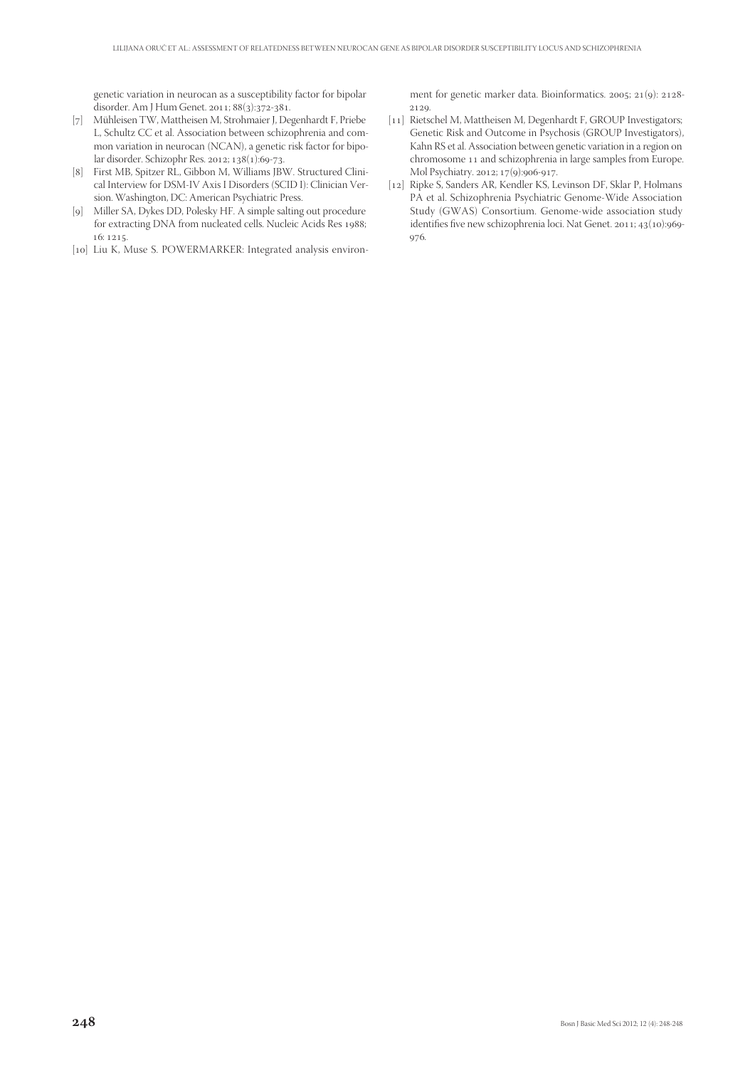genetic variation in neurocan as a susceptibility factor for bipolar disorder. Am J Hum Genet. 2011; 88(3):372-381.

[7] Mühleisen TW, Mattheisen M, Strohmaier J, Degenhardt F, Priebe L, Schultz CC et al. Association between schizophrenia and common variation in neurocan (NCAN), a genetic risk factor for bipolar disorder. Schizophr Res. 2012; 138(1):69-73.

[8] First MB, Spitzer RL, Gibbon M, Williams JBW. Structured Clinical Interview for DSM-IV Axis I Disorders (SCID I): Clinician Version. Washington, DC: American Psychiatric Press.

[9] Miller SA, Dykes DD, Polesky HF. A simple salting out procedure for extracting DNA from nucleated cells. Nucleic Acids Res 1988; 16: 1215.

[10] Liu K, Muse S. POWERMARKER: Integrated analysis environment for genetic marker data. Bioinformatics. 2005; 21(9): 2128-2129.

[11] Rietschel M, Mattheisen M, Degenhardt F, GROUP Investigators; Genetic Risk and Outcome in Psychosis (GROUP Investigators), Kahn RS et al. Association between genetic variation in a region on chromosome 11 and schizophrenia in large samples from Europe. Mol Psychiatry. 2012; 17(9):906-917.

[12] Ripke S, Sanders AR, Kendler KS, Levinson DF, Sklar P, Holmans PA et al. Schizophrenia Psychiatric Genome-Wide Association Study (GWAS) Consortium. Genome-wide association study identifies five new schizophrenia loci. Nat Genet. 2011; 43(10):969-976.